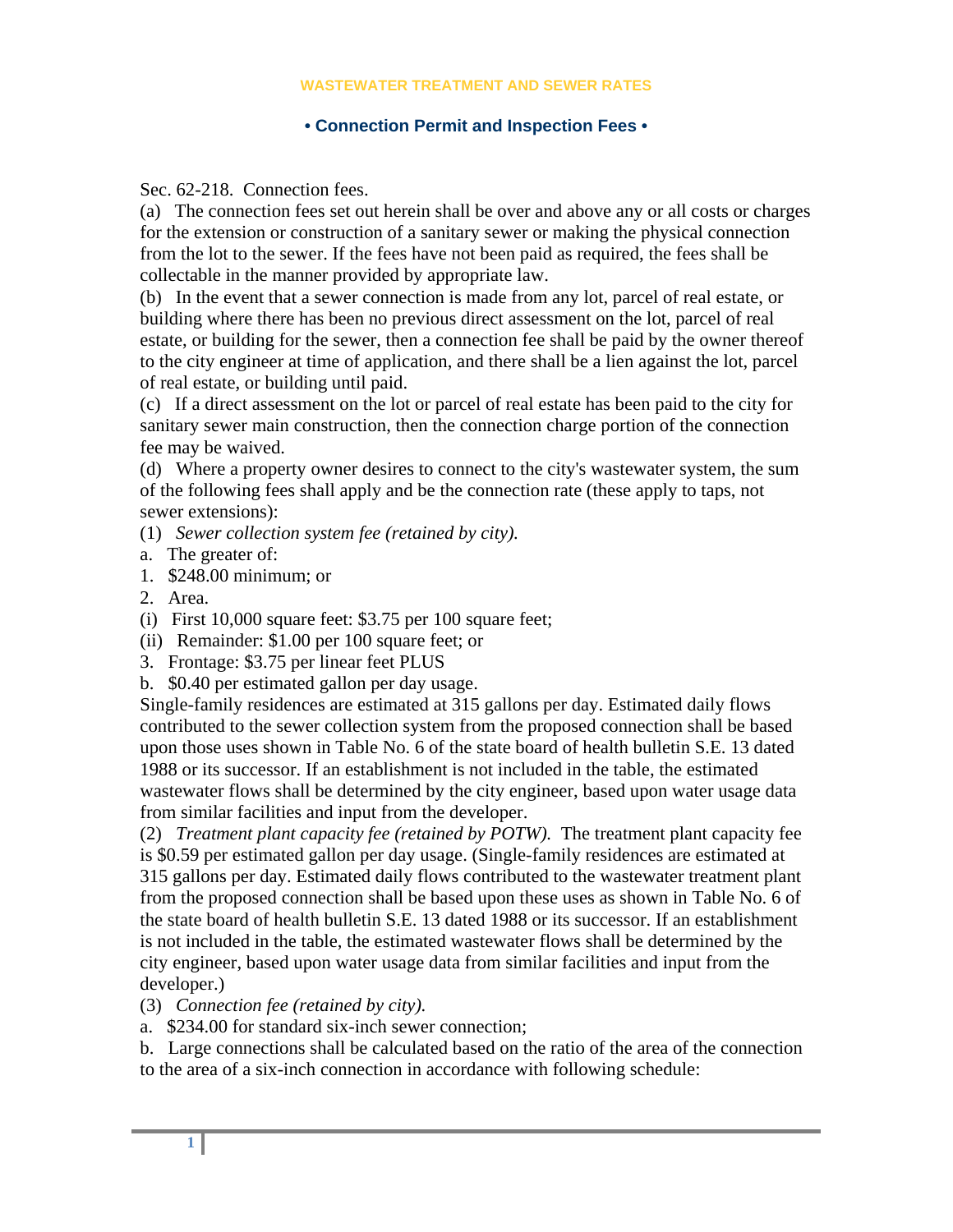# WASTEWATER TREATMENT AND SEWER RATES

## • Connection Permit and Inspection Fees •

Sec. 62-218. Connection fees.

(a) The connection fees set out herein shall be over and above any or all costs or charges for the extension or construction of a sanitary sewer or making the physical connection from the lot to the sewer. If the fees have not been paid as required, the fees shall be collectable in the manner provided by appropriate law.

(b) In the event that a sewer connection is made from any lot, parcel of real estate, or building where there has been no previous direct assessment on the lot, parcel of real estate, or building for the sewer, then a connection fee shall be paid by the owner thereof to the city engineer at time of application, and there shall be a lien against the lot, parcel of real estate, or building until paid.

(c) If a direct assessment on the lot or parcel of real estate has been paid to the city for sanitary sewer main construction, then the connection charge portion of the connection fee may be waived.

(d) Where a property owner desires to connect to the city's wastewater system, the sum of the following fees shall apply and be the connection rate (these apply to taps, not sewer extensions):

(1) *Sewer collection system fee (retained by city).*

a. The greater of:

1. $248.00 minimum; or

2. Area.

(i) First 10,000 square feet: $3.75 per 100 square feet;

(ii) Remainder: $1.00 per 100 square feet; or

3. Frontage: $3.75 per linear feet PLUS

b. $0.40 per estimated gallon per day usage.

Single-family residences are estimated at 315 gallons per day. Estimated daily flows contributed to the sewer collection system from the proposed connection shall be based upon those uses shown in Table No. 6 of the state board of health bulletin S.E. 13 dated 1988 or its successor. If an establishment is not included in the table, the estimated wastewater flows shall be determined by the city engineer, based upon water usage data from similar facilities and input from the developer.

(2) *Treatment plant capacity fee (retained by POTW).* The treatment plant capacity fee is $0.59 per estimated gallon per day usage. (Single-family residences are estimated at 315 gallons per day. Estimated daily flows contributed to the wastewater treatment plant from the proposed connection shall be based upon these uses as shown in Table No. 6 of the state board of health bulletin S.E. 13 dated 1988 or its successor. If an establishment is not included in the table, the estimated wastewater flows shall be determined by the city engineer, based upon water usage data from similar facilities and input from the developer.)

(3) *Connection fee (retained by city).*

a. $234.00 for standard six-inch sewer connection;

b. Large connections shall be calculated based on the ratio of the area of the connection to the area of a six-inch connection in accordance with following schedule: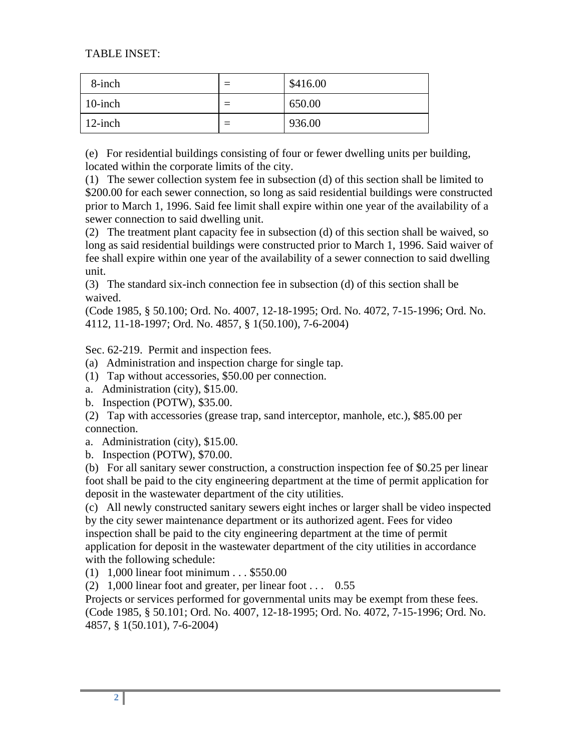TABLE INSET:

| 8-inch | = | $416.00 |
|---|---|---|
| 10-inch | = | 650.00 |
| 12-inch | = | 936.00 |

(e) For residential buildings consisting of four or fewer dwelling units per building, located within the corporate limits of the city.

(1) The sewer collection system fee in subsection (d) of this section shall be limited to $200.00 for each sewer connection, so long as said residential buildings were constructed prior to March 1, 1996. Said fee limit shall expire within one year of the availability of a sewer connection to said dwelling unit.

(2) The treatment plant capacity fee in subsection (d) of this section shall be waived, so long as said residential buildings were constructed prior to March 1, 1996. Said waiver of fee shall expire within one year of the availability of a sewer connection to said dwelling unit.

(3) The standard six-inch connection fee in subsection (d) of this section shall be waived.

(Code 1985, § 50.100; Ord. No. 4007, 12-18-1995; Ord. No. 4072, 7-15-1996; Ord. No. 4112, 11-18-1997; Ord. No. 4857, § 1(50.100), 7-6-2004)

Sec. 62-219. Permit and inspection fees.

(a) Administration and inspection charge for single tap.

(1) Tap without accessories, $50.00 per connection.

a. Administration (city), $15.00.

b. Inspection (POTW), $35.00.

(2) Tap with accessories (grease trap, sand interceptor, manhole, etc.), $85.00 per connection.

a. Administration (city), $15.00.

b. Inspection (POTW), $70.00.

(b) For all sanitary sewer construction, a construction inspection fee of $0.25 per linear foot shall be paid to the city engineering department at the time of permit application for deposit in the wastewater department of the city utilities.

(c) All newly constructed sanitary sewers eight inches or larger shall be video inspected by the city sewer maintenance department or its authorized agent. Fees for video inspection shall be paid to the city engineering department at the time of permit application for deposit in the wastewater department of the city utilities in accordance with the following schedule:

(1) 1,000 linear foot minimum . . . $550.00

(2) 1,000 linear foot and greater, per linear foot . . . 0.55

Projects or services performed for governmental units may be exempt from these fees.

(Code 1985, § 50.101; Ord. No. 4007, 12-18-1995; Ord. No. 4072, 7-15-1996; Ord. No. 4857, § 1(50.101), 7-6-2004)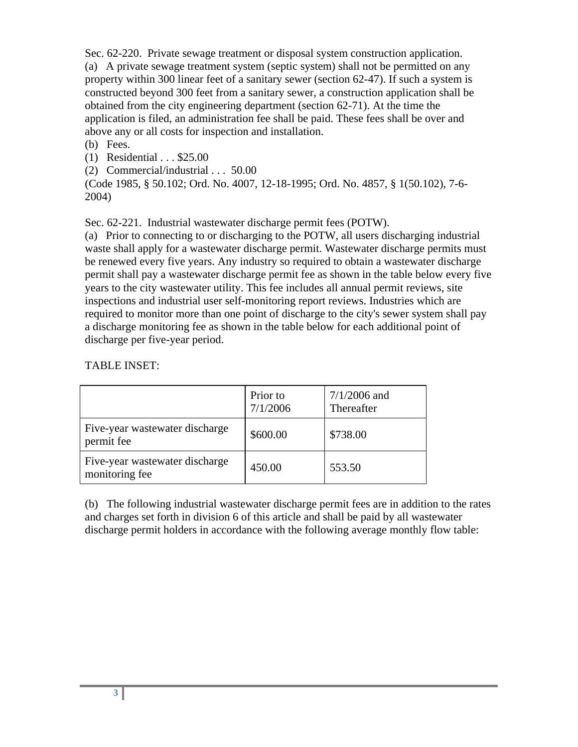Sec. 62-220. Private sewage treatment or disposal system construction application.

(a) A private sewage treatment system (septic system) shall not be permitted on any property within 300 linear feet of a sanitary sewer (section 62-47). If such a system is constructed beyond 300 feet from a sanitary sewer, a construction application shall be obtained from the city engineering department (section 62-71). At the time the application is filed, an administration fee shall be paid. These fees shall be over and above any or all costs for inspection and installation.

(b) Fees.

(1) Residential . . . $25.00

(2) Commercial/industrial . . . 50.00

(Code 1985, § 50.102; Ord. No. 4007, 12-18-1995; Ord. No. 4857, § 1(50.102), 7-6-2004)

Sec. 62-221. Industrial wastewater discharge permit fees (POTW).

(a) Prior to connecting to or discharging to the POTW, all users discharging industrial waste shall apply for a wastewater discharge permit. Wastewater discharge permits must be renewed every five years. Any industry so required to obtain a wastewater discharge permit shall pay a wastewater discharge permit fee as shown in the table below every five years to the city wastewater utility. This fee includes all annual permit reviews, site inspections and industrial user self-monitoring report reviews. Industries which are required to monitor more than one point of discharge to the city's sewer system shall pay a discharge monitoring fee as shown in the table below for each additional point of discharge per five-year period.

TABLE INSET:

| | Prior to 7/1/2006 | 7/1/2006 and Thereafter |
|---|---|---|
| Five-year wastewater discharge permit fee | $600.00 | $738.00 |
| Five-year wastewater discharge monitoring fee | 450.00 | 553.50 |

(b) The following industrial wastewater discharge permit fees are in addition to the rates and charges set forth in division 6 of this article and shall be paid by all wastewater discharge permit holders in accordance with the following average monthly flow table: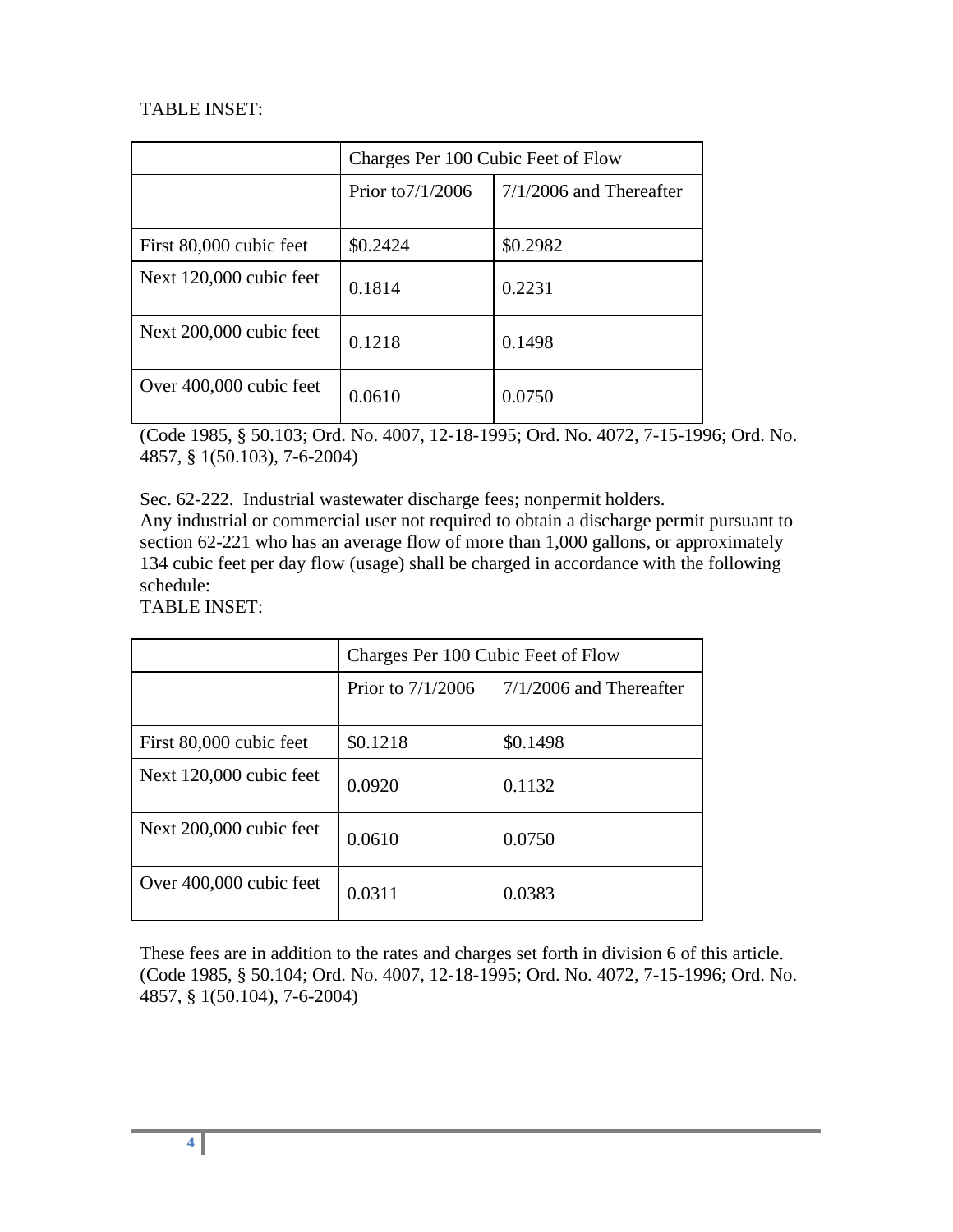TABLE INSET:

| | Charges Per 100 Cubic Feet of Flow | |
|---|---|---|
| | Prior to7/1/2006 | 7/1/2006 and Thereafter |
| First 80,000 cubic feet | $0.2424 | $0.2982 |
| Next 120,000 cubic feet | 0.1814 | 0.2231 |
| Next 200,000 cubic feet | 0.1218 | 0.1498 |
| Over 400,000 cubic feet | 0.0610 | 0.0750 |

(Code 1985, § 50.103; Ord. No. 4007, 12-18-1995; Ord. No. 4072, 7-15-1996; Ord. No. 4857, § 1(50.103), 7-6-2004)

Sec. 62-222. Industrial wastewater discharge fees; nonpermit holders.

Any industrial or commercial user not required to obtain a discharge permit pursuant to section 62-221 who has an average flow of more than 1,000 gallons, or approximately 134 cubic feet per day flow (usage) shall be charged in accordance with the following schedule:

TABLE INSET:

| | Charges Per 100 Cubic Feet of Flow | |
|---|---|---|
| | Prior to 7/1/2006 | 7/1/2006 and Thereafter |
| First 80,000 cubic feet | $0.1218 | $0.1498 |
| Next 120,000 cubic feet | 0.0920 | 0.1132 |
| Next 200,000 cubic feet | 0.0610 | 0.0750 |
| Over 400,000 cubic feet | 0.0311 | 0.0383 |

These fees are in addition to the rates and charges set forth in division 6 of this article. (Code 1985, § 50.104; Ord. No. 4007, 12-18-1995; Ord. No. 4072, 7-15-1996; Ord. No. 4857, § 1(50.104), 7-6-2004)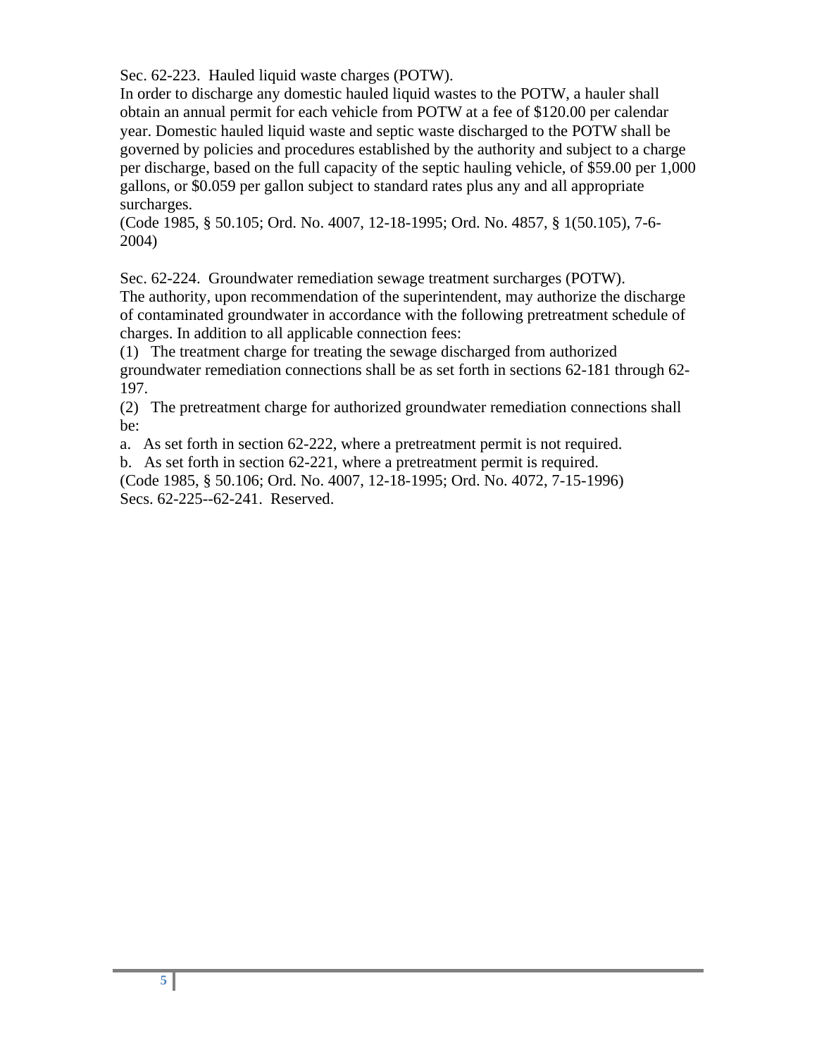Sec. 62-223. Hauled liquid waste charges (POTW).

In order to discharge any domestic hauled liquid wastes to the POTW, a hauler shall obtain an annual permit for each vehicle from POTW at a fee of $120.00 per calendar year. Domestic hauled liquid waste and septic waste discharged to the POTW shall be governed by policies and procedures established by the authority and subject to a charge per discharge, based on the full capacity of the septic hauling vehicle, of $59.00 per 1,000 gallons, or $0.059 per gallon subject to standard rates plus any and all appropriate surcharges.

(Code 1985, § 50.105; Ord. No. 4007, 12-18-1995; Ord. No. 4857, § 1(50.105), 7-6-2004)

Sec. 62-224. Groundwater remediation sewage treatment surcharges (POTW).

The authority, upon recommendation of the superintendent, may authorize the discharge of contaminated groundwater in accordance with the following pretreatment schedule of charges. In addition to all applicable connection fees:

(1) The treatment charge for treating the sewage discharged from authorized groundwater remediation connections shall be as set forth in sections 62-181 through 62-197.

(2) The pretreatment charge for authorized groundwater remediation connections shall be:

a. As set forth in section 62-222, where a pretreatment permit is not required.

b. As set forth in section 62-221, where a pretreatment permit is required.

(Code 1985, § 50.106; Ord. No. 4007, 12-18-1995; Ord. No. 4072, 7-15-1996)

Secs. 62-225--62-241. Reserved.